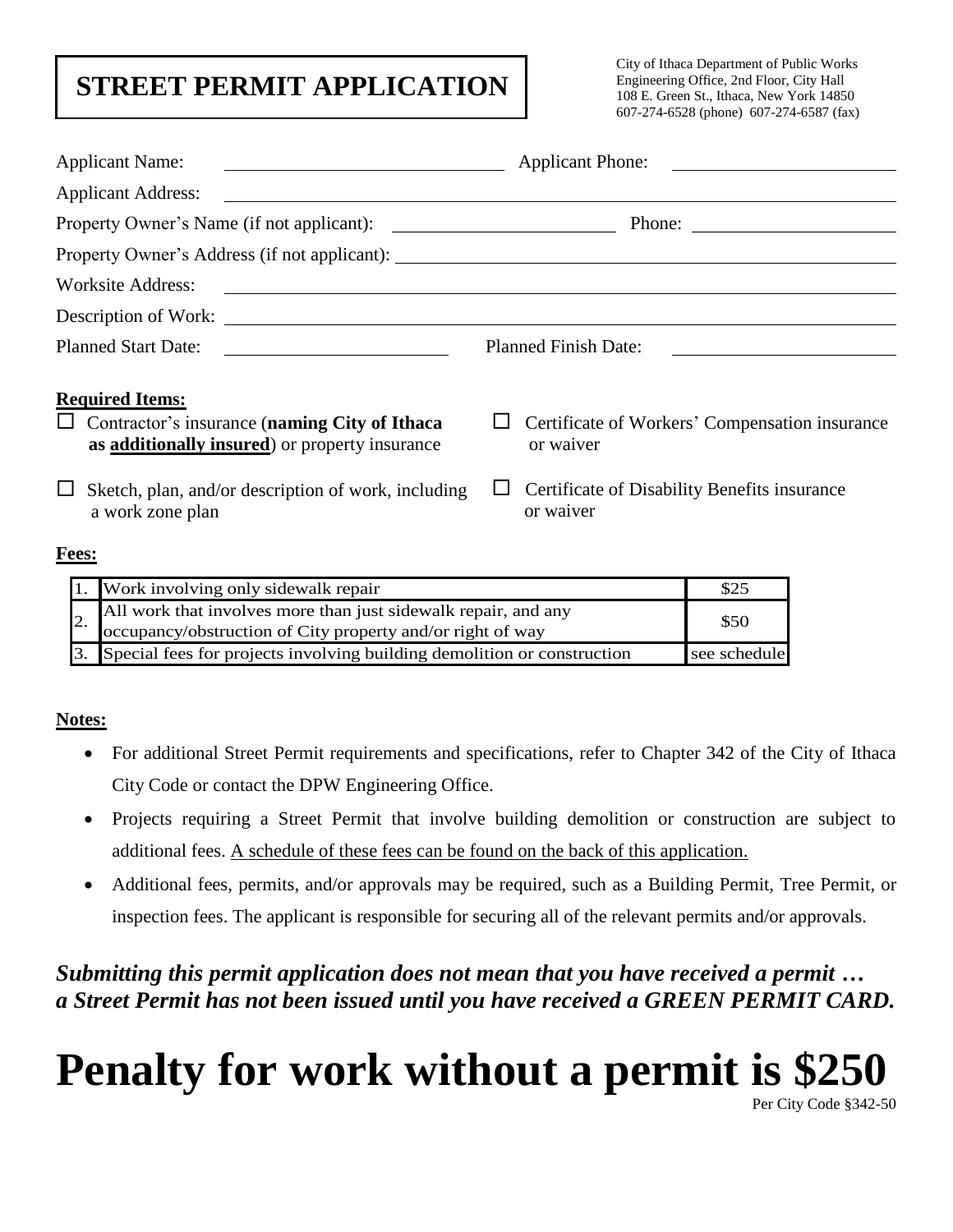# STREET PERMIT APPLICATION

City of Ithaca Department of Public Works
Engineering Office, 2nd Floor, City Hall
108 E. Green St., Ithaca, New York 14850
607-274-6528 (phone) 607-274-6587 (fax)

Applicant Name: ______________________ Applicant Phone: ______________________

Applicant Address: ______________________________________________

Property Owner's Name (if not applicant): ______________________ Phone: ______________________

Property Owner's Address (if not applicant): ______________________________________________

Worksite Address: ______________________________________________

Description of Work: ______________________________________________

Planned Start Date: ______________________ Planned Finish Date: ______________________

**Required Items:**

- ☐ Contractor's insurance (**naming City of Ithaca as additionally insured**) or property insurance
- ☐ Certificate of Workers' Compensation insurance or waiver
- ☐ Sketch, plan, and/or description of work, including a work zone plan
- ☐ Certificate of Disability Benefits insurance or waiver

**Fees:**

| | | |
|---|---|---|
| 1. | Work involving only sidewalk repair | $25 |
| 2. | All work that involves more than just sidewalk repair, and any occupancy/obstruction of City property and/or right of way | $50 |
| 3. | Special fees for projects involving building demolition or construction | see schedule |

**Notes:**

- For additional Street Permit requirements and specifications, refer to Chapter 342 of the City of Ithaca City Code or contact the DPW Engineering Office.
- Projects requiring a Street Permit that involve building demolition or construction are subject to additional fees. A schedule of these fees can be found on the back of this application.
- Additional fees, permits, and/or approvals may be required, such as a Building Permit, Tree Permit, or inspection fees. The applicant is responsible for securing all of the relevant permits and/or approvals.

***Submitting this permit application does not mean that you have received a permit … a Street Permit has not been issued until you have received a GREEN PERMIT CARD.***

# Penalty for work without a permit is $250

Per City Code §342-50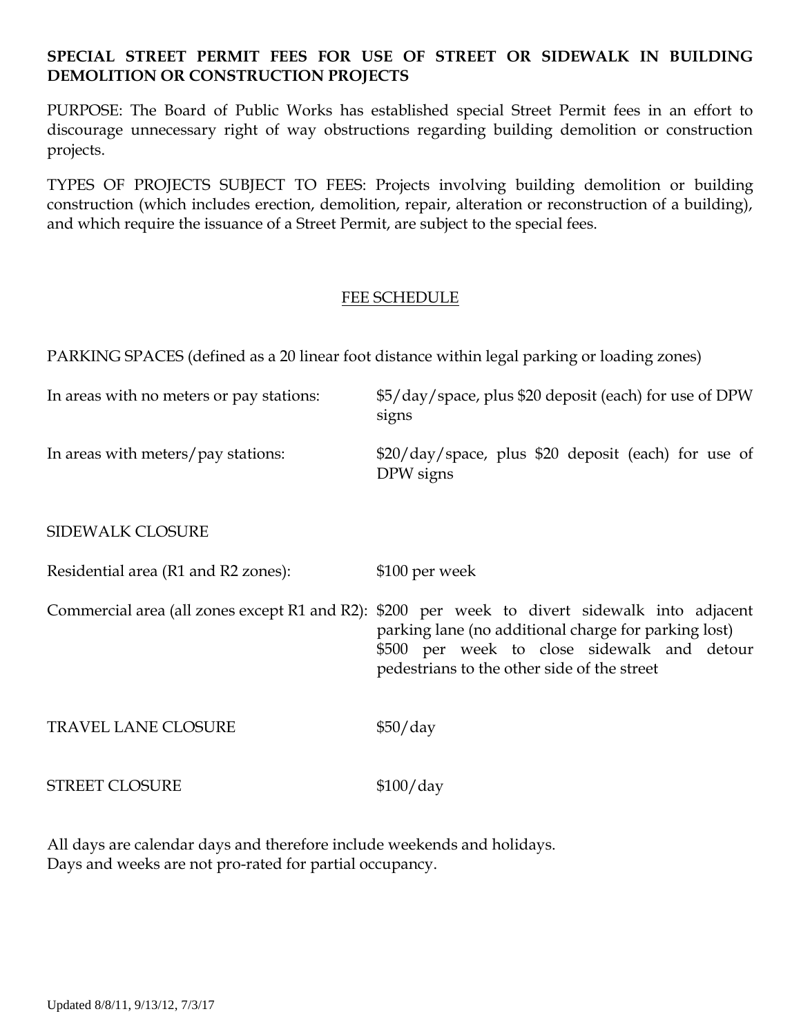**SPECIAL STREET PERMIT FEES FOR USE OF STREET OR SIDEWALK IN BUILDING DEMOLITION OR CONSTRUCTION PROJECTS**

PURPOSE: The Board of Public Works has established special Street Permit fees in an effort to discourage unnecessary right of way obstructions regarding building demolition or construction projects.

TYPES OF PROJECTS SUBJECT TO FEES: Projects involving building demolition or building construction (which includes erection, demolition, repair, alteration or reconstruction of a building), and which require the issuance of a Street Permit, are subject to the special fees.

<u>FEE SCHEDULE</u>

PARKING SPACES (defined as a 20 linear foot distance within legal parking or loading zones)

| | |
|---|---|
| In areas with no meters or pay stations: | $5/day/space, plus $20 deposit (each) for use of DPW signs |
| In areas with meters/pay stations: | $20/day/space, plus $20 deposit (each) for use of DPW signs |

SIDEWALK CLOSURE

| | |
|---|---|
| Residential area (R1 and R2 zones): | $100 per week |
| Commercial area (all zones except R1 and R2): | $200 per week to divert sidewalk into adjacent parking lane (no additional charge for parking lost)<br>$500 per week to close sidewalk and detour pedestrians to the other side of the street |

| | |
|---|---|
| TRAVEL LANE CLOSURE | $50/day |
| STREET CLOSURE | $100/day |

All days are calendar days and therefore include weekends and holidays.
Days and weeks are not pro-rated for partial occupancy.

Updated 8/8/11, 9/13/12, 7/3/17